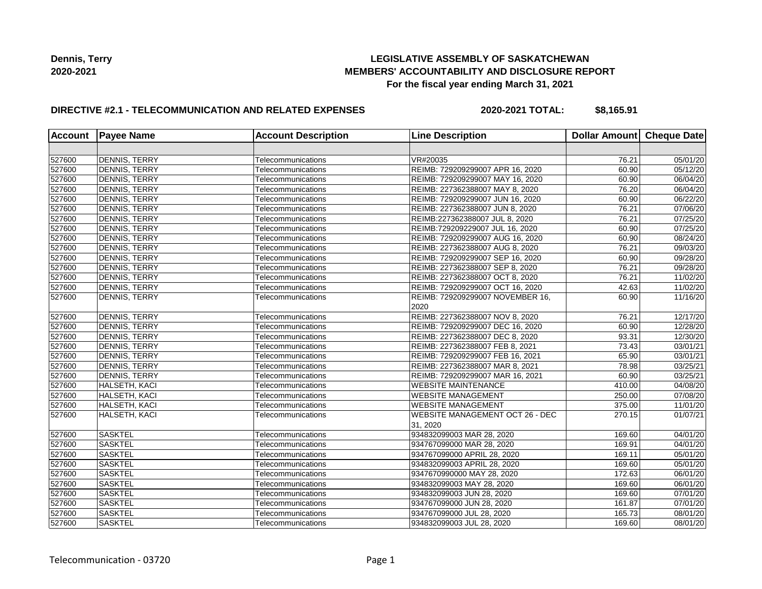**Dennis, Terry**
**2020-2021**

**LEGISLATIVE ASSEMBLY OF SASKATCHEWAN**
**MEMBERS' ACCOUNTABILITY AND DISCLOSURE REPORT**
**For the fiscal year ending March 31, 2021**

**DIRECTIVE #2.1 - TELECOMMUNICATION AND RELATED EXPENSES** **2020-2021 TOTAL: $8,165.91**

| Account | Payee Name | Account Description | Line Description | Dollar Amount | Cheque Date |
|---|---|---|---|---|---|
| | | | | | |
| 527600 | DENNIS, TERRY | Telecommunications | VR#20035 | 76.21 | 05/01/20 |
| 527600 | DENNIS, TERRY | Telecommunications | REIMB: 729209299007 APR 16, 2020 | 60.90 | 05/12/20 |
| 527600 | DENNIS, TERRY | Telecommunications | REIMB: 729209299007 MAY 16, 2020 | 60.90 | 06/04/20 |
| 527600 | DENNIS, TERRY | Telecommunications | REIMB: 227362388007 MAY 8, 2020 | 76.20 | 06/04/20 |
| 527600 | DENNIS, TERRY | Telecommunications | REIMB: 729209299007 JUN 16, 2020 | 60.90 | 06/22/20 |
| 527600 | DENNIS, TERRY | Telecommunications | REIMB: 227362388007 JUN 8, 2020 | 76.21 | 07/06/20 |
| 527600 | DENNIS, TERRY | Telecommunications | REIMB:227362388007 JUL 8, 2020 | 76.21 | 07/25/20 |
| 527600 | DENNIS, TERRY | Telecommunications | REIMB:729209229007 JUL 16, 2020 | 60.90 | 07/25/20 |
| 527600 | DENNIS, TERRY | Telecommunications | REIMB: 729209299007 AUG 16, 2020 | 60.90 | 08/24/20 |
| 527600 | DENNIS, TERRY | Telecommunications | REIMB: 227362388007 AUG 8, 2020 | 76.21 | 09/03/20 |
| 527600 | DENNIS, TERRY | Telecommunications | REIMB: 729209299007 SEP 16, 2020 | 60.90 | 09/28/20 |
| 527600 | DENNIS, TERRY | Telecommunications | REIMB: 227362388007 SEP 8, 2020 | 76.21 | 09/28/20 |
| 527600 | DENNIS, TERRY | Telecommunications | REIMB: 227362388007 OCT 8, 2020 | 76.21 | 11/02/20 |
| 527600 | DENNIS, TERRY | Telecommunications | REIMB: 729209299007 OCT 16, 2020 | 42.63 | 11/02/20 |
| 527600 | DENNIS, TERRY | Telecommunications | REIMB: 729209299007 NOVEMBER 16, 2020 | 60.90 | 11/16/20 |
| 527600 | DENNIS, TERRY | Telecommunications | REIMB: 227362388007 NOV 8, 2020 | 76.21 | 12/17/20 |
| 527600 | DENNIS, TERRY | Telecommunications | REIMB: 729209299007 DEC 16, 2020 | 60.90 | 12/28/20 |
| 527600 | DENNIS, TERRY | Telecommunications | REIMB: 227362388007 DEC 8, 2020 | 93.31 | 12/30/20 |
| 527600 | DENNIS, TERRY | Telecommunications | REIMB: 227362388007 FEB 8, 2021 | 73.43 | 03/01/21 |
| 527600 | DENNIS, TERRY | Telecommunications | REIMB: 729209299007 FEB 16, 2021 | 65.90 | 03/01/21 |
| 527600 | DENNIS, TERRY | Telecommunications | REIMB: 227362388007 MAR 8, 2021 | 78.98 | 03/25/21 |
| 527600 | DENNIS, TERRY | Telecommunications | REIMB: 729209299007 MAR 16, 2021 | 60.90 | 03/25/21 |
| 527600 | HALSETH, KACI | Telecommunications | WEBSITE MAINTENANCE | 410.00 | 04/08/20 |
| 527600 | HALSETH, KACI | Telecommunications | WEBSITE MANAGEMENT | 250.00 | 07/08/20 |
| 527600 | HALSETH, KACI | Telecommunications | WEBSITE MANAGEMENT | 375.00 | 11/01/20 |
| 527600 | HALSETH, KACI | Telecommunications | WEBSITE MANAGEMENT OCT 26 - DEC 31, 2020 | 270.15 | 01/07/21 |
| 527600 | SASKTEL | Telecommunications | 934832099003 MAR 28, 2020 | 169.60 | 04/01/20 |
| 527600 | SASKTEL | Telecommunications | 934767099000 MAR 28, 2020 | 169.91 | 04/01/20 |
| 527600 | SASKTEL | Telecommunications | 934767099000 APRIL 28, 2020 | 169.11 | 05/01/20 |
| 527600 | SASKTEL | Telecommunications | 934832099003 APRIL 28, 2020 | 169.60 | 05/01/20 |
| 527600 | SASKTEL | Telecommunications | 9347670990000 MAY 28, 2020 | 172.63 | 06/01/20 |
| 527600 | SASKTEL | Telecommunications | 934832099003 MAY 28, 2020 | 169.60 | 06/01/20 |
| 527600 | SASKTEL | Telecommunications | 934832099003 JUN 28, 2020 | 169.60 | 07/01/20 |
| 527600 | SASKTEL | Telecommunications | 934767099000 JUN 28, 2020 | 161.87 | 07/01/20 |
| 527600 | SASKTEL | Telecommunications | 934767099000 JUL 28, 2020 | 165.73 | 08/01/20 |
| 527600 | SASKTEL | Telecommunications | 934832099003 JUL 28, 2020 | 169.60 | 08/01/20 |

Telecommunication - 03720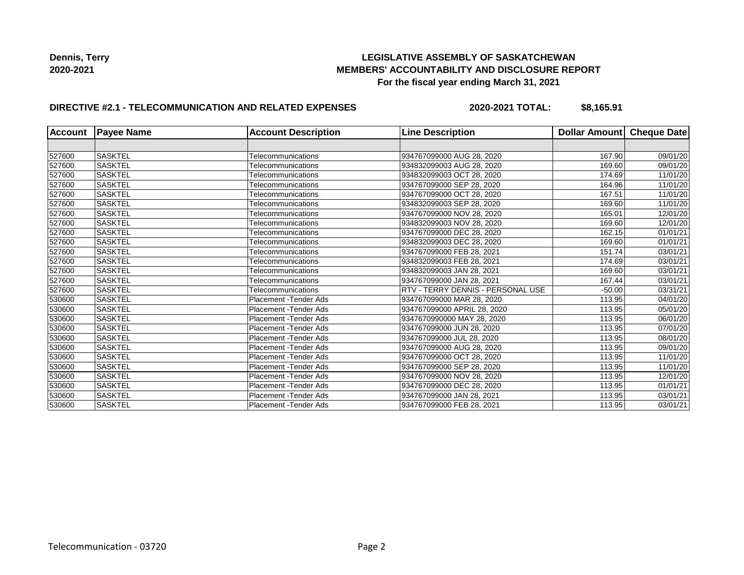**Dennis, Terry**
**2020-2021**

**LEGISLATIVE ASSEMBLY OF SASKATCHEWAN**
**MEMBERS' ACCOUNTABILITY AND DISCLOSURE REPORT**
**For the fiscal year ending March 31, 2021**

**DIRECTIVE #2.1 - TELECOMMUNICATION AND RELATED EXPENSES** **2020-2021 TOTAL: $8,165.91**

| Account | Payee Name | Account Description | Line Description | Dollar Amount | Cheque Date |
|---|---|---|---|---|---|
| | | | | | |
| 527600 | SASKTEL | Telecommunications | 934767099000 AUG 28, 2020 | 167.90 | 09/01/20 |
| 527600 | SASKTEL | Telecommunications | 934832099003 AUG 28, 2020 | 169.60 | 09/01/20 |
| 527600 | SASKTEL | Telecommunications | 934832099003 OCT 28, 2020 | 174.69 | 11/01/20 |
| 527600 | SASKTEL | Telecommunications | 934767099000 SEP 28, 2020 | 164.96 | 11/01/20 |
| 527600 | SASKTEL | Telecommunications | 934767099000 OCT 28, 2020 | 167.51 | 11/01/20 |
| 527600 | SASKTEL | Telecommunications | 934832099003 SEP 28, 2020 | 169.60 | 11/01/20 |
| 527600 | SASKTEL | Telecommunications | 934767099000 NOV 28, 2020 | 165.01 | 12/01/20 |
| 527600 | SASKTEL | Telecommunications | 934832099003 NOV 28, 2020 | 169.60 | 12/01/20 |
| 527600 | SASKTEL | Telecommunications | 934767099000 DEC 28, 2020 | 162.15 | 01/01/21 |
| 527600 | SASKTEL | Telecommunications | 934832099003 DEC 28, 2020 | 169.60 | 01/01/21 |
| 527600 | SASKTEL | Telecommunications | 934767099000 FEB 28, 2021 | 151.74 | 03/01/21 |
| 527600 | SASKTEL | Telecommunications | 934832099003 FEB 28, 2021 | 174.69 | 03/01/21 |
| 527600 | SASKTEL | Telecommunications | 934832099003 JAN 28, 2021 | 169.60 | 03/01/21 |
| 527600 | SASKTEL | Telecommunications | 934767099000 JAN 28, 2021 | 167.44 | 03/01/21 |
| 527600 | SASKTEL | Telecommunications | RTV - TERRY DENNIS - PERSONAL USE | -50.00 | 03/31/21 |
| 530600 | SASKTEL | Placement -Tender Ads | 934767099000 MAR 28, 2020 | 113.95 | 04/01/20 |
| 530600 | SASKTEL | Placement -Tender Ads | 934767099000 APRIL 28, 2020 | 113.95 | 05/01/20 |
| 530600 | SASKTEL | Placement -Tender Ads | 9347670990000 MAY 28, 2020 | 113.95 | 06/01/20 |
| 530600 | SASKTEL | Placement -Tender Ads | 934767099000 JUN 28, 2020 | 113.95 | 07/01/20 |
| 530600 | SASKTEL | Placement -Tender Ads | 934767099000 JUL 28, 2020 | 113.95 | 08/01/20 |
| 530600 | SASKTEL | Placement -Tender Ads | 934767099000 AUG 28, 2020 | 113.95 | 09/01/20 |
| 530600 | SASKTEL | Placement -Tender Ads | 934767099000 OCT 28, 2020 | 113.95 | 11/01/20 |
| 530600 | SASKTEL | Placement -Tender Ads | 934767099000 SEP 28, 2020 | 113.95 | 11/01/20 |
| 530600 | SASKTEL | Placement -Tender Ads | 934767099000 NOV 28, 2020 | 113.95 | 12/01/20 |
| 530600 | SASKTEL | Placement -Tender Ads | 934767099000 DEC 28, 2020 | 113.95 | 01/01/21 |
| 530600 | SASKTEL | Placement -Tender Ads | 934767099000 JAN 28, 2021 | 113.95 | 03/01/21 |
| 530600 | SASKTEL | Placement -Tender Ads | 934767099000 FEB 28, 2021 | 113.95 | 03/01/21 |

Telecommunication - 03720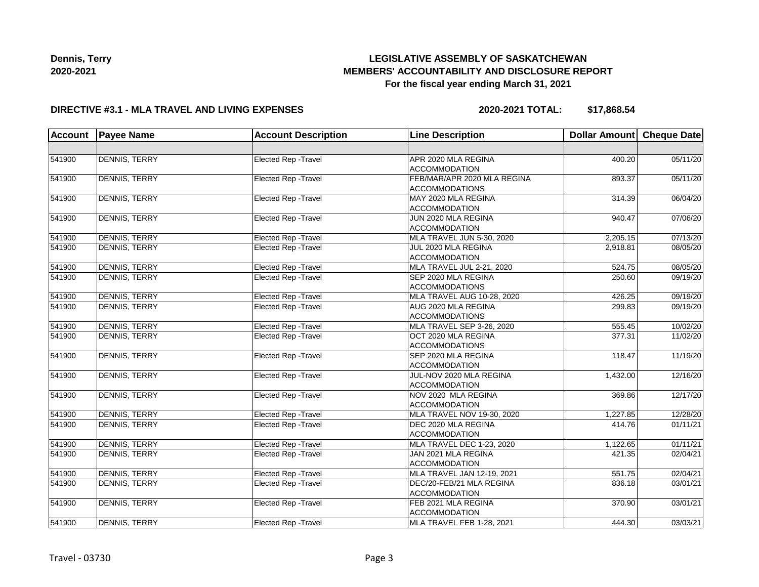**Dennis, Terry**
**2020-2021**

# LEGISLATIVE ASSEMBLY OF SASKATCHEWAN
## MEMBERS' ACCOUNTABILITY AND DISCLOSURE REPORT
### For the fiscal year ending March 31, 2021

**DIRECTIVE #3.1 - MLA TRAVEL AND LIVING EXPENSES** **2020-2021 TOTAL: $17,868.54**

| Account | Payee Name | Account Description | Line Description | Dollar Amount | Cheque Date |
|---|---|---|---|---|---|
| | | | | | |
| 541900 | DENNIS, TERRY | Elected Rep -Travel | APR 2020 MLA REGINA ACCOMMODATION | 400.20 | 05/11/20 |
| 541900 | DENNIS, TERRY | Elected Rep -Travel | FEB/MAR/APR 2020 MLA REGINA ACCOMMODATIONS | 893.37 | 05/11/20 |
| 541900 | DENNIS, TERRY | Elected Rep -Travel | MAY 2020 MLA REGINA ACCOMMODATION | 314.39 | 06/04/20 |
| 541900 | DENNIS, TERRY | Elected Rep -Travel | JUN 2020 MLA REGINA ACCOMMODATION | 940.47 | 07/06/20 |
| 541900 | DENNIS, TERRY | Elected Rep -Travel | MLA TRAVEL JUN 5-30, 2020 | 2,205.15 | 07/13/20 |
| 541900 | DENNIS, TERRY | Elected Rep -Travel | JUL 2020 MLA REGINA ACCOMMODATION | 2,918.81 | 08/05/20 |
| 541900 | DENNIS, TERRY | Elected Rep -Travel | MLA TRAVEL JUL 2-21, 2020 | 524.75 | 08/05/20 |
| 541900 | DENNIS, TERRY | Elected Rep -Travel | SEP 2020 MLA REGINA ACCOMMODATIONS | 250.60 | 09/19/20 |
| 541900 | DENNIS, TERRY | Elected Rep -Travel | MLA TRAVEL AUG 10-28, 2020 | 426.25 | 09/19/20 |
| 541900 | DENNIS, TERRY | Elected Rep -Travel | AUG 2020 MLA REGINA ACCOMMODATIONS | 299.83 | 09/19/20 |
| 541900 | DENNIS, TERRY | Elected Rep -Travel | MLA TRAVEL SEP 3-26, 2020 | 555.45 | 10/02/20 |
| 541900 | DENNIS, TERRY | Elected Rep -Travel | OCT 2020 MLA REGINA ACCOMMODATIONS | 377.31 | 11/02/20 |
| 541900 | DENNIS, TERRY | Elected Rep -Travel | SEP 2020 MLA REGINA ACCOMMODATION | 118.47 | 11/19/20 |
| 541900 | DENNIS, TERRY | Elected Rep -Travel | JUL-NOV 2020 MLA REGINA ACCOMMODATION | 1,432.00 | 12/16/20 |
| 541900 | DENNIS, TERRY | Elected Rep -Travel | NOV 2020 MLA REGINA ACCOMMODATION | 369.86 | 12/17/20 |
| 541900 | DENNIS, TERRY | Elected Rep -Travel | MLA TRAVEL NOV 19-30, 2020 | 1,227.85 | 12/28/20 |
| 541900 | DENNIS, TERRY | Elected Rep -Travel | DEC 2020 MLA REGINA ACCOMMODATION | 414.76 | 01/11/21 |
| 541900 | DENNIS, TERRY | Elected Rep -Travel | MLA TRAVEL DEC 1-23, 2020 | 1,122.65 | 01/11/21 |
| 541900 | DENNIS, TERRY | Elected Rep -Travel | JAN 2021 MLA REGINA ACCOMMODATION | 421.35 | 02/04/21 |
| 541900 | DENNIS, TERRY | Elected Rep -Travel | MLA TRAVEL JAN 12-19, 2021 | 551.75 | 02/04/21 |
| 541900 | DENNIS, TERRY | Elected Rep -Travel | DEC/20-FEB/21 MLA REGINA ACCOMMODATION | 836.18 | 03/01/21 |
| 541900 | DENNIS, TERRY | Elected Rep -Travel | FEB 2021 MLA REGINA ACCOMMODATION | 370.90 | 03/01/21 |
| 541900 | DENNIS, TERRY | Elected Rep -Travel | MLA TRAVEL FEB 1-28, 2021 | 444.30 | 03/03/21 |

Travel - 03730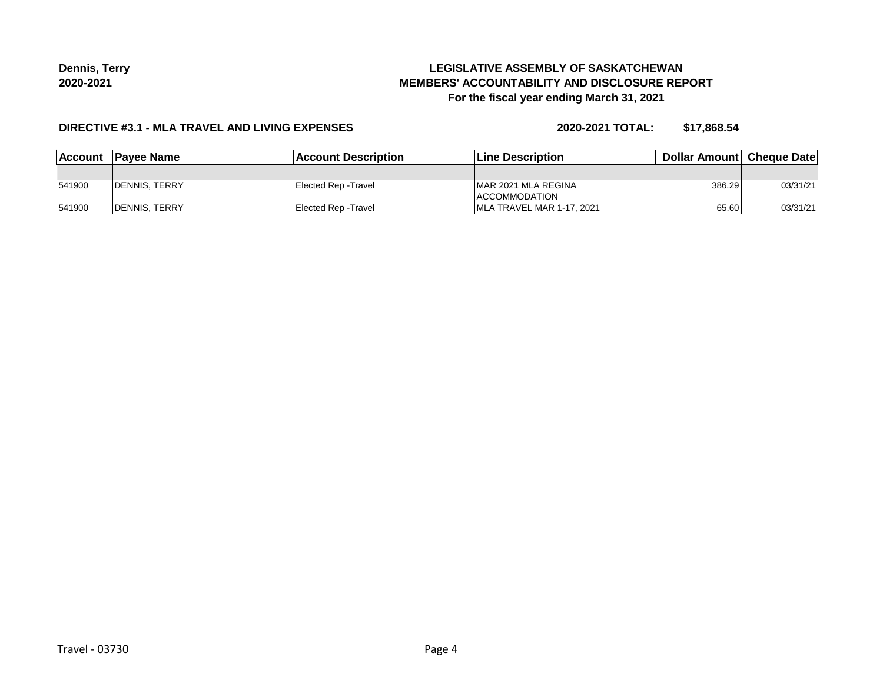**Dennis, Terry**
**2020-2021**

**LEGISLATIVE ASSEMBLY OF SASKATCHEWAN**
**MEMBERS' ACCOUNTABILITY AND DISCLOSURE REPORT**
**For the fiscal year ending March 31, 2021**

**DIRECTIVE #3.1 - MLA TRAVEL AND LIVING EXPENSES** **2020-2021 TOTAL: $17,868.54**

| Account | Payee Name | Account Description | Line Description | Dollar Amount | Cheque Date |
|---|---|---|---|---|---|
| | | | | | |
| 541900 | DENNIS, TERRY | Elected Rep -Travel | MAR 2021 MLA REGINA ACCOMMODATION | 386.29 | 03/31/21 |
| 541900 | DENNIS, TERRY | Elected Rep -Travel | MLA TRAVEL MAR 1-17, 2021 | 65.60 | 03/31/21 |

Travel - 03730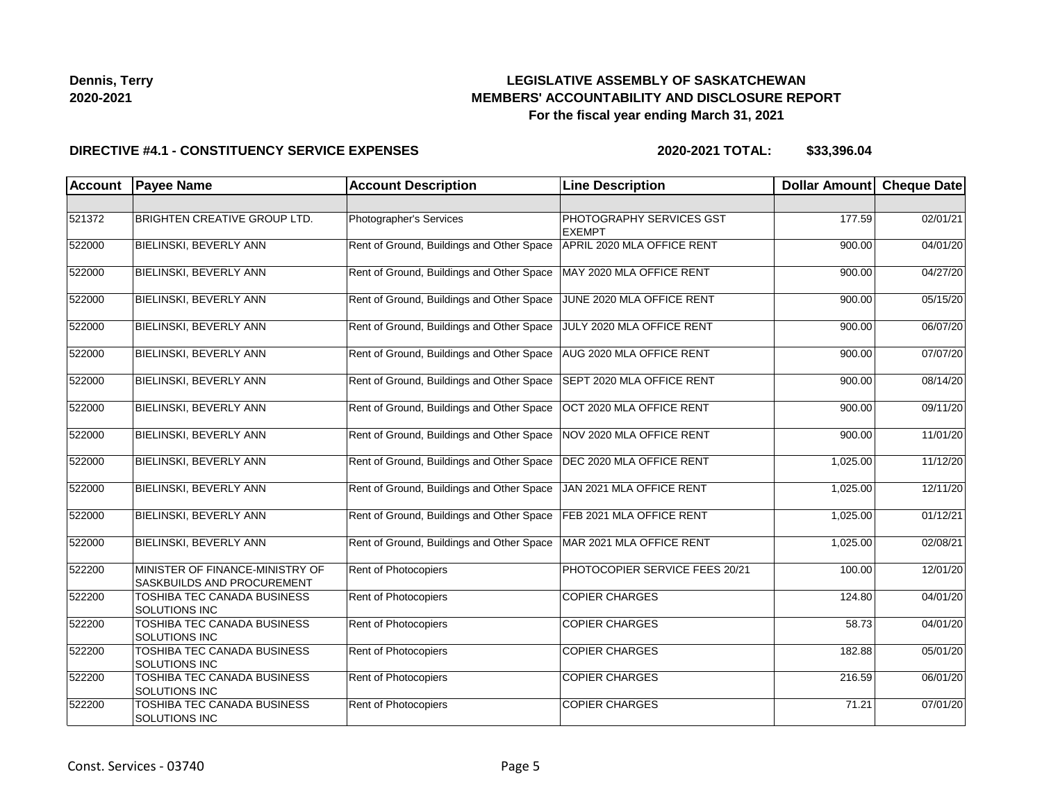**Dennis, Terry**
**2020-2021**

# LEGISLATIVE ASSEMBLY OF SASKATCHEWAN
## MEMBERS' ACCOUNTABILITY AND DISCLOSURE REPORT
### For the fiscal year ending March 31, 2021

**DIRECTIVE #4.1 - CONSTITUENCY SERVICE EXPENSES** **2020-2021 TOTAL: $33,396.04**

| Account | Payee Name | Account Description | Line Description | Dollar Amount | Cheque Date |
|---|---|---|---|---|---|
| | | | | | |
| 521372 | BRIGHTEN CREATIVE GROUP LTD. | Photographer's Services | PHOTOGRAPHY SERVICES GST EXEMPT | 177.59 | 02/01/21 |
| 522000 | BIELINSKI, BEVERLY ANN | Rent of Ground, Buildings and Other Space | APRIL 2020 MLA OFFICE RENT | 900.00 | 04/01/20 |
| 522000 | BIELINSKI, BEVERLY ANN | Rent of Ground, Buildings and Other Space | MAY 2020 MLA OFFICE RENT | 900.00 | 04/27/20 |
| 522000 | BIELINSKI, BEVERLY ANN | Rent of Ground, Buildings and Other Space | JUNE 2020 MLA OFFICE RENT | 900.00 | 05/15/20 |
| 522000 | BIELINSKI, BEVERLY ANN | Rent of Ground, Buildings and Other Space | JULY 2020 MLA OFFICE RENT | 900.00 | 06/07/20 |
| 522000 | BIELINSKI, BEVERLY ANN | Rent of Ground, Buildings and Other Space | AUG 2020 MLA OFFICE RENT | 900.00 | 07/07/20 |
| 522000 | BIELINSKI, BEVERLY ANN | Rent of Ground, Buildings and Other Space | SEPT 2020 MLA OFFICE RENT | 900.00 | 08/14/20 |
| 522000 | BIELINSKI, BEVERLY ANN | Rent of Ground, Buildings and Other Space | OCT 2020 MLA OFFICE RENT | 900.00 | 09/11/20 |
| 522000 | BIELINSKI, BEVERLY ANN | Rent of Ground, Buildings and Other Space | NOV 2020 MLA OFFICE RENT | 900.00 | 11/01/20 |
| 522000 | BIELINSKI, BEVERLY ANN | Rent of Ground, Buildings and Other Space | DEC 2020 MLA OFFICE RENT | 1,025.00 | 11/12/20 |
| 522000 | BIELINSKI, BEVERLY ANN | Rent of Ground, Buildings and Other Space | JAN 2021 MLA OFFICE RENT | 1,025.00 | 12/11/20 |
| 522000 | BIELINSKI, BEVERLY ANN | Rent of Ground, Buildings and Other Space | FEB 2021 MLA OFFICE RENT | 1,025.00 | 01/12/21 |
| 522000 | BIELINSKI, BEVERLY ANN | Rent of Ground, Buildings and Other Space | MAR 2021 MLA OFFICE RENT | 1,025.00 | 02/08/21 |
| 522200 | MINISTER OF FINANCE-MINISTRY OF SASKBUILDS AND PROCUREMENT | Rent of Photocopiers | PHOTOCOPIER SERVICE FEES 20/21 | 100.00 | 12/01/20 |
| 522200 | TOSHIBA TEC CANADA BUSINESS SOLUTIONS INC | Rent of Photocopiers | COPIER CHARGES | 124.80 | 04/01/20 |
| 522200 | TOSHIBA TEC CANADA BUSINESS SOLUTIONS INC | Rent of Photocopiers | COPIER CHARGES | 58.73 | 04/01/20 |
| 522200 | TOSHIBA TEC CANADA BUSINESS SOLUTIONS INC | Rent of Photocopiers | COPIER CHARGES | 182.88 | 05/01/20 |
| 522200 | TOSHIBA TEC CANADA BUSINESS SOLUTIONS INC | Rent of Photocopiers | COPIER CHARGES | 216.59 | 06/01/20 |
| 522200 | TOSHIBA TEC CANADA BUSINESS SOLUTIONS INC | Rent of Photocopiers | COPIER CHARGES | 71.21 | 07/01/20 |

Const. Services - 03740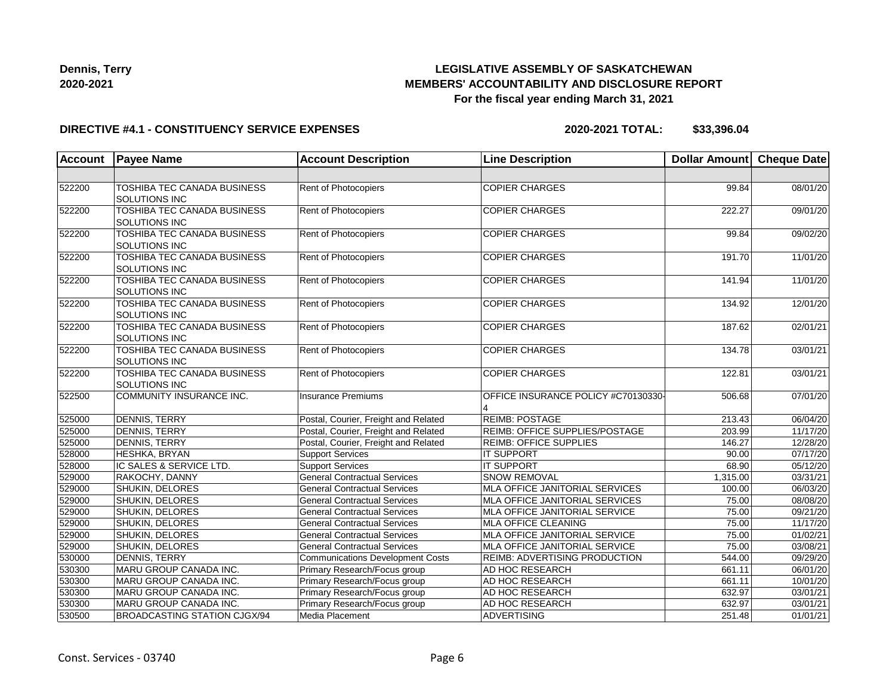Dennis, Terry
2020-2021

**LEGISLATIVE ASSEMBLY OF SASKATCHEWAN**
**MEMBERS' ACCOUNTABILITY AND DISCLOSURE REPORT**
**For the fiscal year ending March 31, 2021**

**DIRECTIVE #4.1 - CONSTITUENCY SERVICE EXPENSES** **2020-2021 TOTAL: $33,396.04**

| Account | Payee Name | Account Description | Line Description | Dollar Amount | Cheque Date |
|---|---|---|---|---|---|
| | | | | | |
| 522200 | TOSHIBA TEC CANADA BUSINESS SOLUTIONS INC | Rent of Photocopiers | COPIER CHARGES | 99.84 | 08/01/20 |
| 522200 | TOSHIBA TEC CANADA BUSINESS SOLUTIONS INC | Rent of Photocopiers | COPIER CHARGES | 222.27 | 09/01/20 |
| 522200 | TOSHIBA TEC CANADA BUSINESS SOLUTIONS INC | Rent of Photocopiers | COPIER CHARGES | 99.84 | 09/02/20 |
| 522200 | TOSHIBA TEC CANADA BUSINESS SOLUTIONS INC | Rent of Photocopiers | COPIER CHARGES | 191.70 | 11/01/20 |
| 522200 | TOSHIBA TEC CANADA BUSINESS SOLUTIONS INC | Rent of Photocopiers | COPIER CHARGES | 141.94 | 11/01/20 |
| 522200 | TOSHIBA TEC CANADA BUSINESS SOLUTIONS INC | Rent of Photocopiers | COPIER CHARGES | 134.92 | 12/01/20 |
| 522200 | TOSHIBA TEC CANADA BUSINESS SOLUTIONS INC | Rent of Photocopiers | COPIER CHARGES | 187.62 | 02/01/21 |
| 522200 | TOSHIBA TEC CANADA BUSINESS SOLUTIONS INC | Rent of Photocopiers | COPIER CHARGES | 134.78 | 03/01/21 |
| 522200 | TOSHIBA TEC CANADA BUSINESS SOLUTIONS INC | Rent of Photocopiers | COPIER CHARGES | 122.81 | 03/01/21 |
| 522500 | COMMUNITY INSURANCE INC. | Insurance Premiums | OFFICE INSURANCE POLICY #C70130330-4 | 506.68 | 07/01/20 |
| 525000 | DENNIS, TERRY | Postal, Courier, Freight and Related | REIMB: POSTAGE | 213.43 | 06/04/20 |
| 525000 | DENNIS, TERRY | Postal, Courier, Freight and Related | REIMB: OFFICE SUPPLIES/POSTAGE | 203.99 | 11/17/20 |
| 525000 | DENNIS, TERRY | Postal, Courier, Freight and Related | REIMB: OFFICE SUPPLIES | 146.27 | 12/28/20 |
| 528000 | HESHKA, BRYAN | Support Services | IT SUPPORT | 90.00 | 07/17/20 |
| 528000 | IC SALES & SERVICE LTD. | Support Services | IT SUPPORT | 68.90 | 05/12/20 |
| 529000 | RAKOCHY, DANNY | General Contractual Services | SNOW REMOVAL | 1,315.00 | 03/31/21 |
| 529000 | SHUKIN, DELORES | General Contractual Services | MLA OFFICE JANITORIAL SERVICES | 100.00 | 06/03/20 |
| 529000 | SHUKIN, DELORES | General Contractual Services | MLA OFFICE JANITORIAL SERVICES | 75.00 | 08/08/20 |
| 529000 | SHUKIN, DELORES | General Contractual Services | MLA OFFICE JANITORIAL SERVICE | 75.00 | 09/21/20 |
| 529000 | SHUKIN, DELORES | General Contractual Services | MLA OFFICE CLEANING | 75.00 | 11/17/20 |
| 529000 | SHUKIN, DELORES | General Contractual Services | MLA OFFICE JANITORIAL SERVICE | 75.00 | 01/02/21 |
| 529000 | SHUKIN, DELORES | General Contractual Services | MLA OFFICE JANITORIAL SERVICE | 75.00 | 03/08/21 |
| 530000 | DENNIS, TERRY | Communications Development Costs | REIMB: ADVERTISING PRODUCTION | 544.00 | 09/29/20 |
| 530300 | MARU GROUP CANADA INC. | Primary Research/Focus group | AD HOC RESEARCH | 661.11 | 06/01/20 |
| 530300 | MARU GROUP CANADA INC. | Primary Research/Focus group | AD HOC RESEARCH | 661.11 | 10/01/20 |
| 530300 | MARU GROUP CANADA INC. | Primary Research/Focus group | AD HOC RESEARCH | 632.97 | 03/01/21 |
| 530300 | MARU GROUP CANADA INC. | Primary Research/Focus group | AD HOC RESEARCH | 632.97 | 03/01/21 |
| 530500 | BROADCASTING STATION CJGX/94 | Media Placement | ADVERTISING | 251.48 | 01/01/21 |

Const. Services - 03740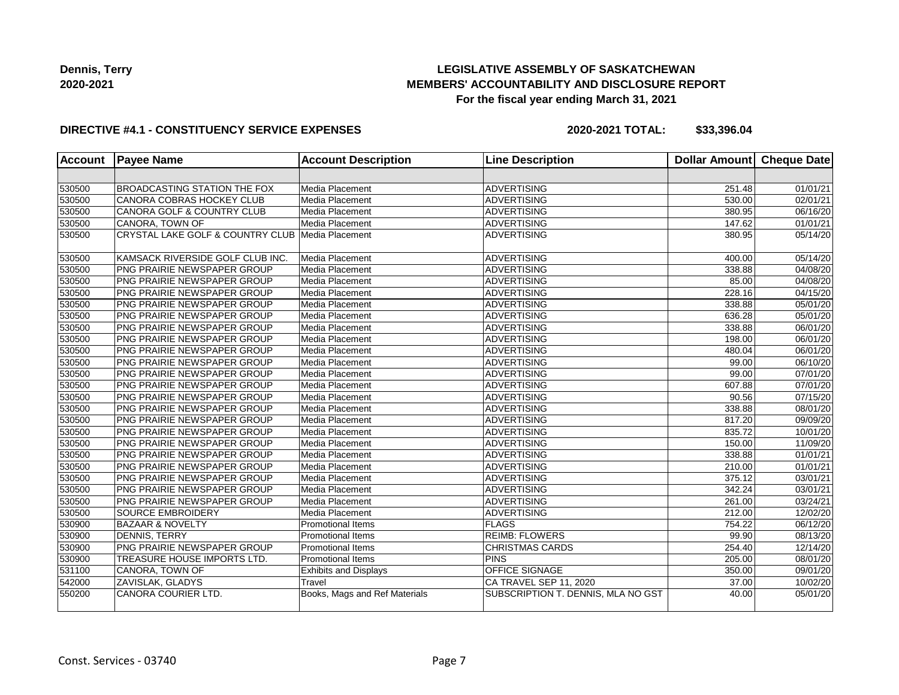**Dennis, Terry**
**2020-2021**

# LEGISLATIVE ASSEMBLY OF SASKATCHEWAN
## MEMBERS' ACCOUNTABILITY AND DISCLOSURE REPORT
### For the fiscal year ending March 31, 2021

**DIRECTIVE #4.1 - CONSTITUENCY SERVICE EXPENSES** **2020-2021 TOTAL: $33,396.04**

| Account | Payee Name | Account Description | Line Description | Dollar Amount | Cheque Date |
|---|---|---|---|---|---|
| | | | | | |
| 530500 | BROADCASTING STATION THE FOX | Media Placement | ADVERTISING | 251.48 | 01/01/21 |
| 530500 | CANORA COBRAS HOCKEY CLUB | Media Placement | ADVERTISING | 530.00 | 02/01/21 |
| 530500 | CANORA GOLF & COUNTRY CLUB | Media Placement | ADVERTISING | 380.95 | 06/16/20 |
| 530500 | CANORA, TOWN OF | Media Placement | ADVERTISING | 147.62 | 01/01/21 |
| 530500 | CRYSTAL LAKE GOLF & COUNTRY CLUB | Media Placement | ADVERTISING | 380.95 | 05/14/20 |
| 530500 | KAMSACK RIVERSIDE GOLF CLUB INC. | Media Placement | ADVERTISING | 400.00 | 05/14/20 |
| 530500 | PNG PRAIRIE NEWSPAPER GROUP | Media Placement | ADVERTISING | 338.88 | 04/08/20 |
| 530500 | PNG PRAIRIE NEWSPAPER GROUP | Media Placement | ADVERTISING | 85.00 | 04/08/20 |
| 530500 | PNG PRAIRIE NEWSPAPER GROUP | Media Placement | ADVERTISING | 228.16 | 04/15/20 |
| 530500 | PNG PRAIRIE NEWSPAPER GROUP | Media Placement | ADVERTISING | 338.88 | 05/01/20 |
| 530500 | PNG PRAIRIE NEWSPAPER GROUP | Media Placement | ADVERTISING | 636.28 | 05/01/20 |
| 530500 | PNG PRAIRIE NEWSPAPER GROUP | Media Placement | ADVERTISING | 338.88 | 06/01/20 |
| 530500 | PNG PRAIRIE NEWSPAPER GROUP | Media Placement | ADVERTISING | 198.00 | 06/01/20 |
| 530500 | PNG PRAIRIE NEWSPAPER GROUP | Media Placement | ADVERTISING | 480.04 | 06/01/20 |
| 530500 | PNG PRAIRIE NEWSPAPER GROUP | Media Placement | ADVERTISING | 99.00 | 06/10/20 |
| 530500 | PNG PRAIRIE NEWSPAPER GROUP | Media Placement | ADVERTISING | 99.00 | 07/01/20 |
| 530500 | PNG PRAIRIE NEWSPAPER GROUP | Media Placement | ADVERTISING | 607.88 | 07/01/20 |
| 530500 | PNG PRAIRIE NEWSPAPER GROUP | Media Placement | ADVERTISING | 90.56 | 07/15/20 |
| 530500 | PNG PRAIRIE NEWSPAPER GROUP | Media Placement | ADVERTISING | 338.88 | 08/01/20 |
| 530500 | PNG PRAIRIE NEWSPAPER GROUP | Media Placement | ADVERTISING | 817.20 | 09/09/20 |
| 530500 | PNG PRAIRIE NEWSPAPER GROUP | Media Placement | ADVERTISING | 835.72 | 10/01/20 |
| 530500 | PNG PRAIRIE NEWSPAPER GROUP | Media Placement | ADVERTISING | 150.00 | 11/09/20 |
| 530500 | PNG PRAIRIE NEWSPAPER GROUP | Media Placement | ADVERTISING | 338.88 | 01/01/21 |
| 530500 | PNG PRAIRIE NEWSPAPER GROUP | Media Placement | ADVERTISING | 210.00 | 01/01/21 |
| 530500 | PNG PRAIRIE NEWSPAPER GROUP | Media Placement | ADVERTISING | 375.12 | 03/01/21 |
| 530500 | PNG PRAIRIE NEWSPAPER GROUP | Media Placement | ADVERTISING | 342.24 | 03/01/21 |
| 530500 | PNG PRAIRIE NEWSPAPER GROUP | Media Placement | ADVERTISING | 261.00 | 03/24/21 |
| 530500 | SOURCE EMBROIDERY | Media Placement | ADVERTISING | 212.00 | 12/02/20 |
| 530900 | BAZAAR & NOVELTY | Promotional Items | FLAGS | 754.22 | 06/12/20 |
| 530900 | DENNIS, TERRY | Promotional Items | REIMB: FLOWERS | 99.90 | 08/13/20 |
| 530900 | PNG PRAIRIE NEWSPAPER GROUP | Promotional Items | CHRISTMAS CARDS | 254.40 | 12/14/20 |
| 530900 | TREASURE HOUSE IMPORTS LTD. | Promotional Items | PINS | 205.00 | 08/01/20 |
| 531100 | CANORA, TOWN OF | Exhibits and Displays | OFFICE SIGNAGE | 350.00 | 09/01/20 |
| 542000 | ZAVISLAK, GLADYS | Travel | CA TRAVEL SEP 11, 2020 | 37.00 | 10/02/20 |
| 550200 | CANORA COURIER LTD. | Books, Mags and Ref Materials | SUBSCRIPTION T. DENNIS, MLA NO GST | 40.00 | 05/01/20 |

Const. Services - 03740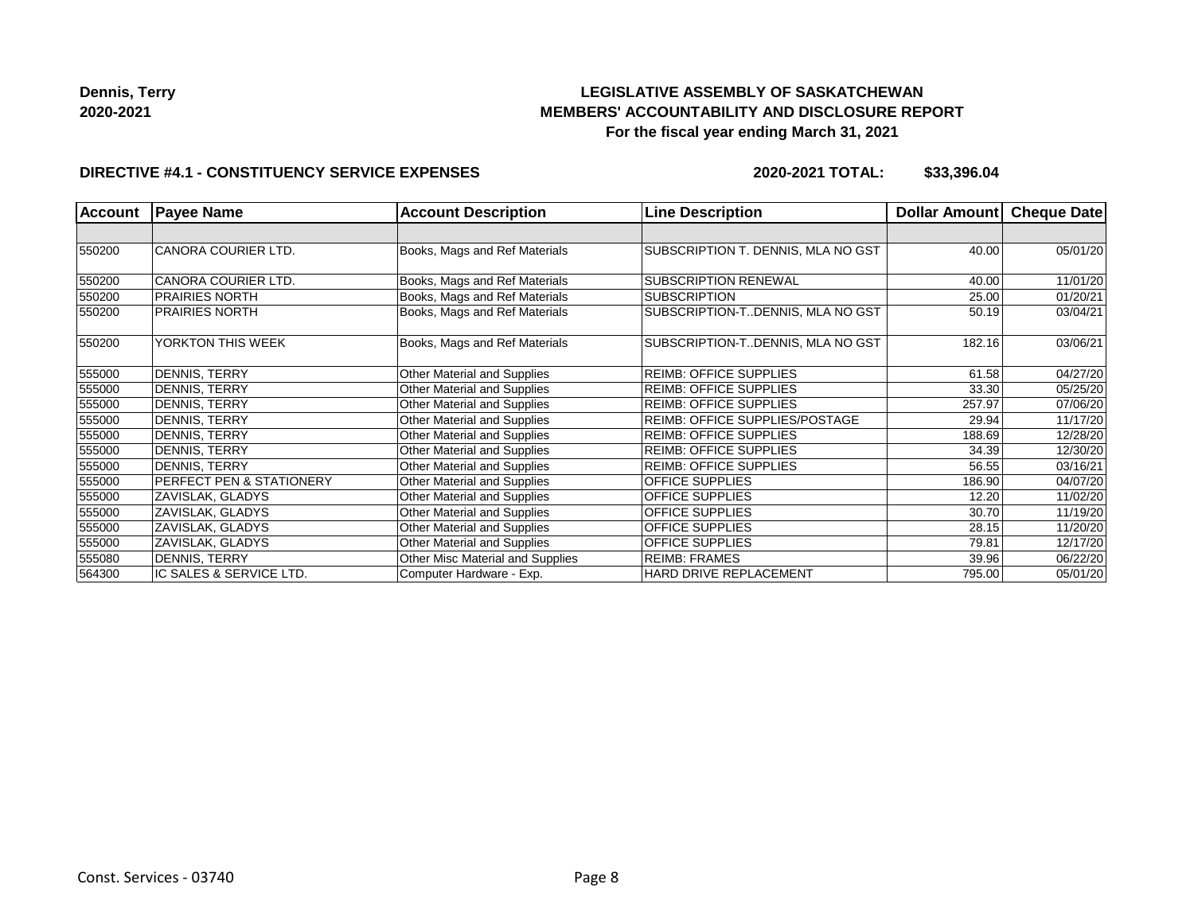**Dennis, Terry**
**2020-2021**

# LEGISLATIVE ASSEMBLY OF SASKATCHEWAN
## MEMBERS' ACCOUNTABILITY AND DISCLOSURE REPORT
### For the fiscal year ending March 31, 2021

**DIRECTIVE #4.1 - CONSTITUENCY SERVICE EXPENSES** **2020-2021 TOTAL: $33,396.04**

| Account | Payee Name | Account Description | Line Description | Dollar Amount | Cheque Date |
|---|---|---|---|---|---|
| | | | | | |
| 550200 | CANORA COURIER LTD. | Books, Mags and Ref Materials | SUBSCRIPTION T. DENNIS, MLA NO GST | 40.00 | 05/01/20 |
| 550200 | CANORA COURIER LTD. | Books, Mags and Ref Materials | SUBSCRIPTION RENEWAL | 40.00 | 11/01/20 |
| 550200 | PRAIRIES NORTH | Books, Mags and Ref Materials | SUBSCRIPTION | 25.00 | 01/20/21 |
| 550200 | PRAIRIES NORTH | Books, Mags and Ref Materials | SUBSCRIPTION-T..DENNIS, MLA NO GST | 50.19 | 03/04/21 |
| 550200 | YORKTON THIS WEEK | Books, Mags and Ref Materials | SUBSCRIPTION-T..DENNIS, MLA NO GST | 182.16 | 03/06/21 |
| 555000 | DENNIS, TERRY | Other Material and Supplies | REIMB: OFFICE SUPPLIES | 61.58 | 04/27/20 |
| 555000 | DENNIS, TERRY | Other Material and Supplies | REIMB: OFFICE SUPPLIES | 33.30 | 05/25/20 |
| 555000 | DENNIS, TERRY | Other Material and Supplies | REIMB: OFFICE SUPPLIES | 257.97 | 07/06/20 |
| 555000 | DENNIS, TERRY | Other Material and Supplies | REIMB: OFFICE SUPPLIES/POSTAGE | 29.94 | 11/17/20 |
| 555000 | DENNIS, TERRY | Other Material and Supplies | REIMB: OFFICE SUPPLIES | 188.69 | 12/28/20 |
| 555000 | DENNIS, TERRY | Other Material and Supplies | REIMB: OFFICE SUPPLIES | 34.39 | 12/30/20 |
| 555000 | DENNIS, TERRY | Other Material and Supplies | REIMB: OFFICE SUPPLIES | 56.55 | 03/16/21 |
| 555000 | PERFECT PEN & STATIONERY | Other Material and Supplies | OFFICE SUPPLIES | 186.90 | 04/07/20 |
| 555000 | ZAVISLAK, GLADYS | Other Material and Supplies | OFFICE SUPPLIES | 12.20 | 11/02/20 |
| 555000 | ZAVISLAK, GLADYS | Other Material and Supplies | OFFICE SUPPLIES | 30.70 | 11/19/20 |
| 555000 | ZAVISLAK, GLADYS | Other Material and Supplies | OFFICE SUPPLIES | 28.15 | 11/20/20 |
| 555000 | ZAVISLAK, GLADYS | Other Material and Supplies | OFFICE SUPPLIES | 79.81 | 12/17/20 |
| 555080 | DENNIS, TERRY | Other Misc Material and Supplies | REIMB: FRAMES | 39.96 | 06/22/20 |
| 564300 | IC SALES & SERVICE LTD. | Computer Hardware - Exp. | HARD DRIVE REPLACEMENT | 795.00 | 05/01/20 |

Const. Services - 03740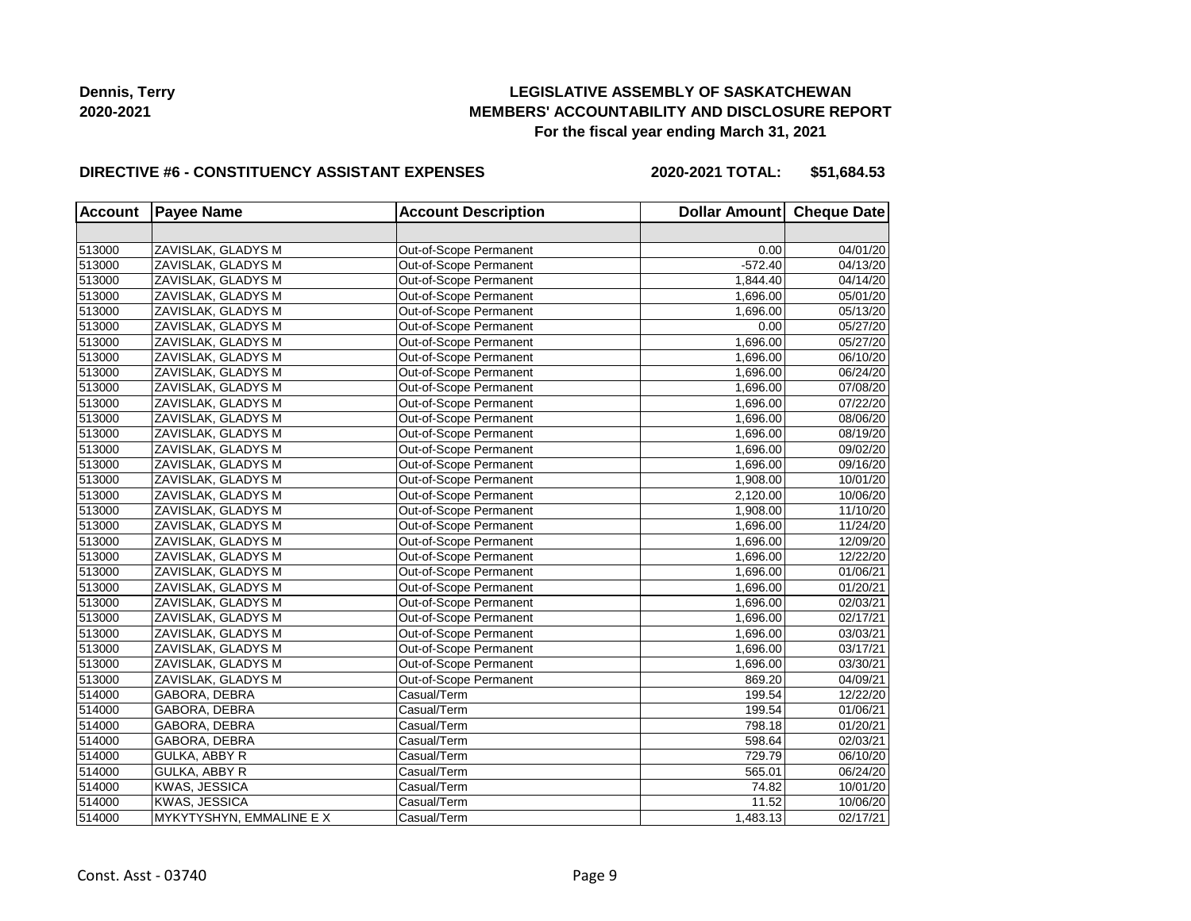Dennis, Terry
2020-2021

**LEGISLATIVE ASSEMBLY OF SASKATCHEWAN**
**MEMBERS' ACCOUNTABILITY AND DISCLOSURE REPORT**
**For the fiscal year ending March 31, 2021**

**DIRECTIVE #6 - CONSTITUENCY ASSISTANT EXPENSES** **2020-2021 TOTAL: $51,684.53**

| Account | Payee Name | Account Description | Dollar Amount | Cheque Date |
|---|---|---|---|---|
| | | | | |
| 513000 | ZAVISLAK, GLADYS M | Out-of-Scope Permanent | 0.00 | 04/01/20 |
| 513000 | ZAVISLAK, GLADYS M | Out-of-Scope Permanent | -572.40 | 04/13/20 |
| 513000 | ZAVISLAK, GLADYS M | Out-of-Scope Permanent | 1,844.40 | 04/14/20 |
| 513000 | ZAVISLAK, GLADYS M | Out-of-Scope Permanent | 1,696.00 | 05/01/20 |
| 513000 | ZAVISLAK, GLADYS M | Out-of-Scope Permanent | 1,696.00 | 05/13/20 |
| 513000 | ZAVISLAK, GLADYS M | Out-of-Scope Permanent | 0.00 | 05/27/20 |
| 513000 | ZAVISLAK, GLADYS M | Out-of-Scope Permanent | 1,696.00 | 05/27/20 |
| 513000 | ZAVISLAK, GLADYS M | Out-of-Scope Permanent | 1,696.00 | 06/10/20 |
| 513000 | ZAVISLAK, GLADYS M | Out-of-Scope Permanent | 1,696.00 | 06/24/20 |
| 513000 | ZAVISLAK, GLADYS M | Out-of-Scope Permanent | 1,696.00 | 07/08/20 |
| 513000 | ZAVISLAK, GLADYS M | Out-of-Scope Permanent | 1,696.00 | 07/22/20 |
| 513000 | ZAVISLAK, GLADYS M | Out-of-Scope Permanent | 1,696.00 | 08/06/20 |
| 513000 | ZAVISLAK, GLADYS M | Out-of-Scope Permanent | 1,696.00 | 08/19/20 |
| 513000 | ZAVISLAK, GLADYS M | Out-of-Scope Permanent | 1,696.00 | 09/02/20 |
| 513000 | ZAVISLAK, GLADYS M | Out-of-Scope Permanent | 1,696.00 | 09/16/20 |
| 513000 | ZAVISLAK, GLADYS M | Out-of-Scope Permanent | 1,908.00 | 10/01/20 |
| 513000 | ZAVISLAK, GLADYS M | Out-of-Scope Permanent | 2,120.00 | 10/06/20 |
| 513000 | ZAVISLAK, GLADYS M | Out-of-Scope Permanent | 1,908.00 | 11/10/20 |
| 513000 | ZAVISLAK, GLADYS M | Out-of-Scope Permanent | 1,696.00 | 11/24/20 |
| 513000 | ZAVISLAK, GLADYS M | Out-of-Scope Permanent | 1,696.00 | 12/09/20 |
| 513000 | ZAVISLAK, GLADYS M | Out-of-Scope Permanent | 1,696.00 | 12/22/20 |
| 513000 | ZAVISLAK, GLADYS M | Out-of-Scope Permanent | 1,696.00 | 01/06/21 |
| 513000 | ZAVISLAK, GLADYS M | Out-of-Scope Permanent | 1,696.00 | 01/20/21 |
| 513000 | ZAVISLAK, GLADYS M | Out-of-Scope Permanent | 1,696.00 | 02/03/21 |
| 513000 | ZAVISLAK, GLADYS M | Out-of-Scope Permanent | 1,696.00 | 02/17/21 |
| 513000 | ZAVISLAK, GLADYS M | Out-of-Scope Permanent | 1,696.00 | 03/03/21 |
| 513000 | ZAVISLAK, GLADYS M | Out-of-Scope Permanent | 1,696.00 | 03/17/21 |
| 513000 | ZAVISLAK, GLADYS M | Out-of-Scope Permanent | 1,696.00 | 03/30/21 |
| 513000 | ZAVISLAK, GLADYS M | Out-of-Scope Permanent | 869.20 | 04/09/21 |
| 514000 | GABORA, DEBRA | Casual/Term | 199.54 | 12/22/20 |
| 514000 | GABORA, DEBRA | Casual/Term | 199.54 | 01/06/21 |
| 514000 | GABORA, DEBRA | Casual/Term | 798.18 | 01/20/21 |
| 514000 | GABORA, DEBRA | Casual/Term | 598.64 | 02/03/21 |
| 514000 | GULKA, ABBY R | Casual/Term | 729.79 | 06/10/20 |
| 514000 | GULKA, ABBY R | Casual/Term | 565.01 | 06/24/20 |
| 514000 | KWAS, JESSICA | Casual/Term | 74.82 | 10/01/20 |
| 514000 | KWAS, JESSICA | Casual/Term | 11.52 | 10/06/20 |
| 514000 | MYKYTYSHYN, EMMALINE E X | Casual/Term | 1,483.13 | 02/17/21 |

Const. Asst - 03740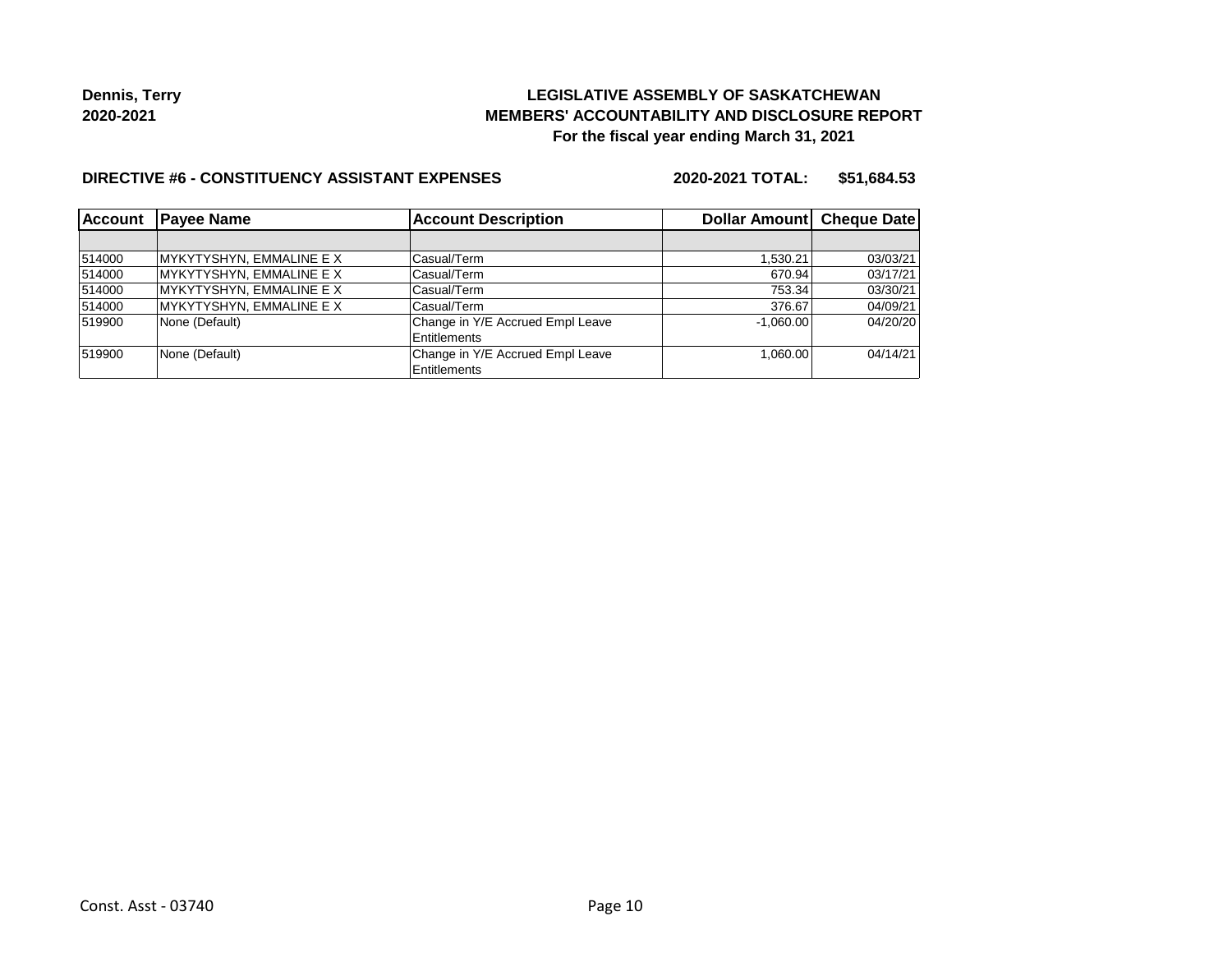**Dennis, Terry**
**2020-2021**

# LEGISLATIVE ASSEMBLY OF SASKATCHEWAN
## MEMBERS' ACCOUNTABILITY AND DISCLOSURE REPORT
### For the fiscal year ending March 31, 2021

**DIRECTIVE #6 - CONSTITUENCY ASSISTANT EXPENSES** **2020-2021 TOTAL: $51,684.53**

| Account | Payee Name | Account Description | Dollar Amount | Cheque Date |
|---|---|---|---|---|
| | | | | |
| 514000 | MYKYTYSHYN, EMMALINE E X | Casual/Term | 1,530.21 | 03/03/21 |
| 514000 | MYKYTYSHYN, EMMALINE E X | Casual/Term | 670.94 | 03/17/21 |
| 514000 | MYKYTYSHYN, EMMALINE E X | Casual/Term | 753.34 | 03/30/21 |
| 514000 | MYKYTYSHYN, EMMALINE E X | Casual/Term | 376.67 | 04/09/21 |
| 519900 | None (Default) | Change in Y/E Accrued Empl Leave Entitlements | -1,060.00 | 04/20/20 |
| 519900 | None (Default) | Change in Y/E Accrued Empl Leave Entitlements | 1,060.00 | 04/14/21 |

Const. Asst - 03740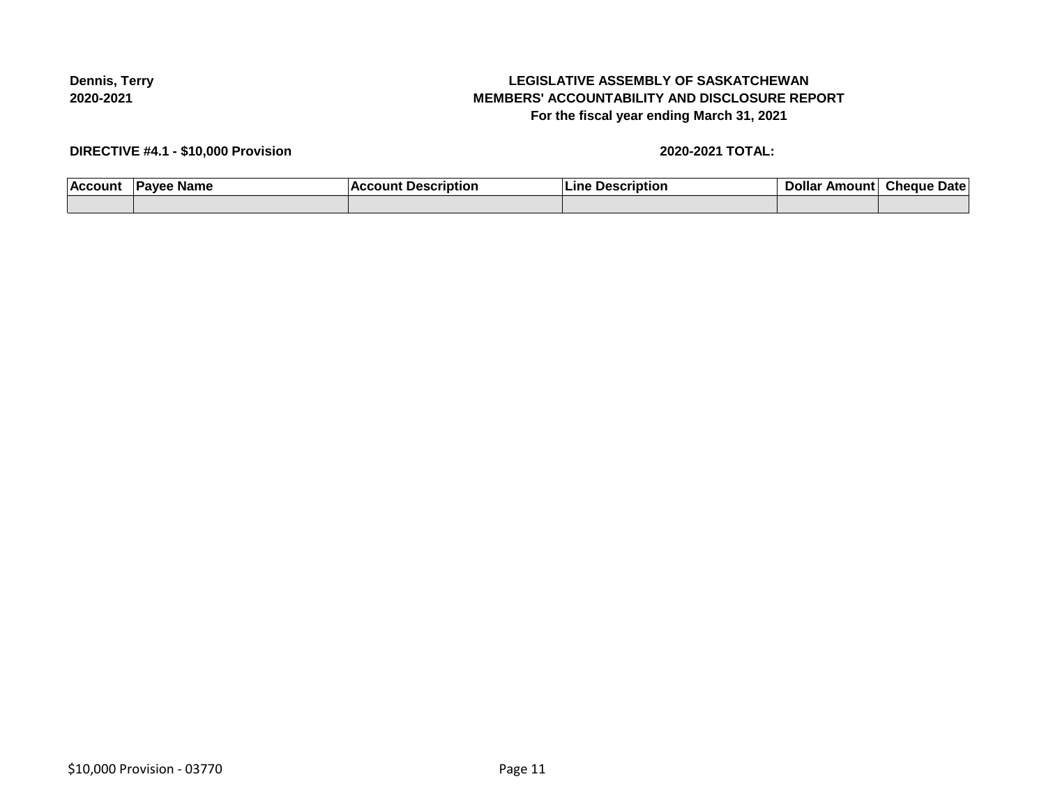**Dennis, Terry**
**2020-2021**

**LEGISLATIVE ASSEMBLY OF SASKATCHEWAN**
**MEMBERS' ACCOUNTABILITY AND DISCLOSURE REPORT**
**For the fiscal year ending March 31, 2021**

**DIRECTIVE #4.1 - $10,000 Provision**

**2020-2021 TOTAL:**

| Account | Payee Name | Account Description | Line Description | Dollar Amount | Cheque Date |
|---|---|---|---|---|---|
| | | | | | |

$10,000 Provision - 03770